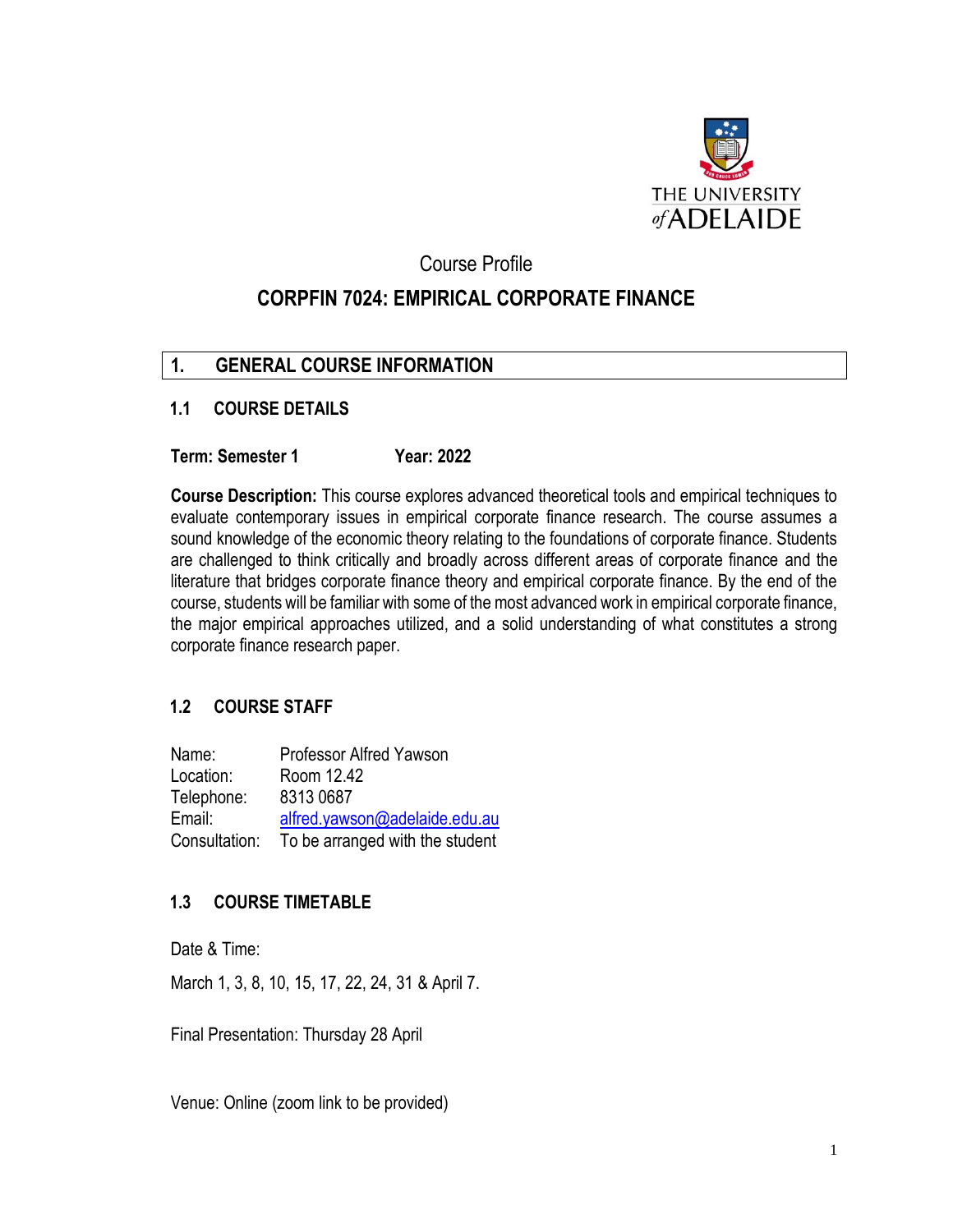THE UNIVERSITY *of* ADELAIDE

Course Profile

# CORPFIN 7024: EMPIRICAL CORPORATE FINANCE

## 1. GENERAL COURSE INFORMATION

### 1.1 COURSE DETAILS

**Term: Semester 1** **Year: 2022**

**Course Description:** This course explores advanced theoretical tools and empirical techniques to evaluate contemporary issues in empirical corporate finance research. The course assumes a sound knowledge of the economic theory relating to the foundations of corporate finance. Students are challenged to think critically and broadly across different areas of corporate finance and the literature that bridges corporate finance theory and empirical corporate finance. By the end of the course, students will be familiar with some of the most advanced work in empirical corporate finance, the major empirical approaches utilized, and a solid understanding of what constitutes a strong corporate finance research paper.

### 1.2 COURSE STAFF

Name: Professor Alfred Yawson
Location: Room 12.42
Telephone: 8313 0687
Email: alfred.yawson@adelaide.edu.au
Consultation: To be arranged with the student

### 1.3 COURSE TIMETABLE

Date & Time:

March 1, 3, 8, 10, 15, 17, 22, 24, 31 & April 7.

Final Presentation: Thursday 28 April

Venue: Online (zoom link to be provided)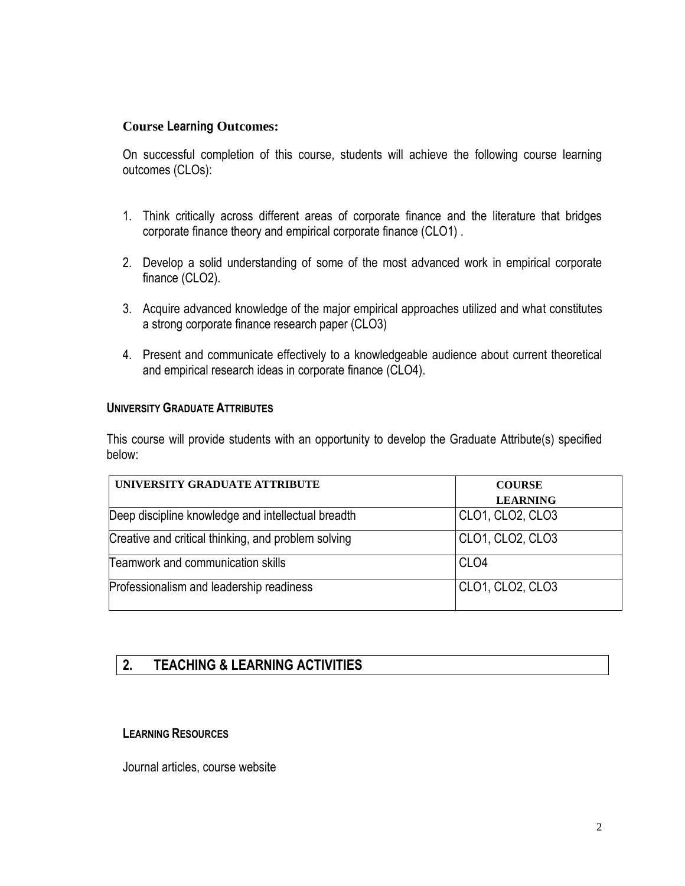**Course Learning Outcomes:**

On successful completion of this course, students will achieve the following course learning outcomes (CLOs):

1. Think critically across different areas of corporate finance and the literature that bridges corporate finance theory and empirical corporate finance (CLO1) .
2. Develop a solid understanding of some of the most advanced work in empirical corporate finance (CLO2).
3. Acquire advanced knowledge of the major empirical approaches utilized and what constitutes a strong corporate finance research paper (CLO3)
4. Present and communicate effectively to a knowledgeable audience about current theoretical and empirical research ideas in corporate finance (CLO4).

**UNIVERSITY GRADUATE ATTRIBUTES**

This course will provide students with an opportunity to develop the Graduate Attribute(s) specified below:

| UNIVERSITY GRADUATE ATTRIBUTE | COURSE LEARNING |
|---|---|
| Deep discipline knowledge and intellectual breadth | CLO1, CLO2, CLO3 |
| Creative and critical thinking, and problem solving | CLO1, CLO2, CLO3 |
| Teamwork and communication skills | CLO4 |
| Professionalism and leadership readiness | CLO1, CLO2, CLO3 |

## 2. TEACHING & LEARNING ACTIVITIES

**LEARNING RESOURCES**

Journal articles, course website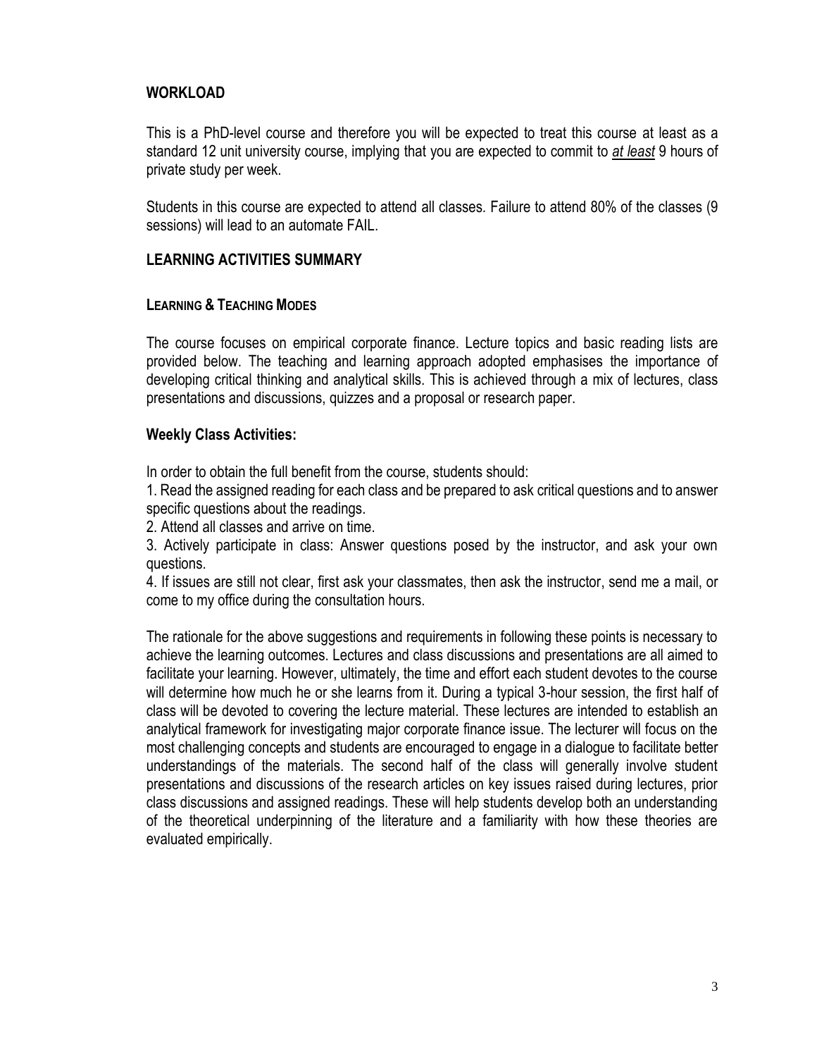## WORKLOAD

This is a PhD-level course and therefore you will be expected to treat this course at least as a standard 12 unit university course, implying that you are expected to commit to ***at least*** 9 hours of private study per week.

Students in this course are expected to attend all classes. Failure to attend 80% of the classes (9 sessions) will lead to an automate FAIL.

## LEARNING ACTIVITIES SUMMARY

### LEARNING & TEACHING MODES

The course focuses on empirical corporate finance. Lecture topics and basic reading lists are provided below. The teaching and learning approach adopted emphasises the importance of developing critical thinking and analytical skills. This is achieved through a mix of lectures, class presentations and discussions, quizzes and a proposal or research paper.

### Weekly Class Activities:

In order to obtain the full benefit from the course, students should:

1. Read the assigned reading for each class and be prepared to ask critical questions and to answer specific questions about the readings.
2. Attend all classes and arrive on time.
3. Actively participate in class: Answer questions posed by the instructor, and ask your own questions.
4. If issues are still not clear, first ask your classmates, then ask the instructor, send me a mail, or come to my office during the consultation hours.

The rationale for the above suggestions and requirements in following these points is necessary to achieve the learning outcomes. Lectures and class discussions and presentations are all aimed to facilitate your learning. However, ultimately, the time and effort each student devotes to the course will determine how much he or she learns from it. During a typical 3-hour session, the first half of class will be devoted to covering the lecture material. These lectures are intended to establish an analytical framework for investigating major corporate finance issue. The lecturer will focus on the most challenging concepts and students are encouraged to engage in a dialogue to facilitate better understandings of the materials. The second half of the class will generally involve student presentations and discussions of the research articles on key issues raised during lectures, prior class discussions and assigned readings. These will help students develop both an understanding of the theoretical underpinning of the literature and a familiarity with how these theories are evaluated empirically.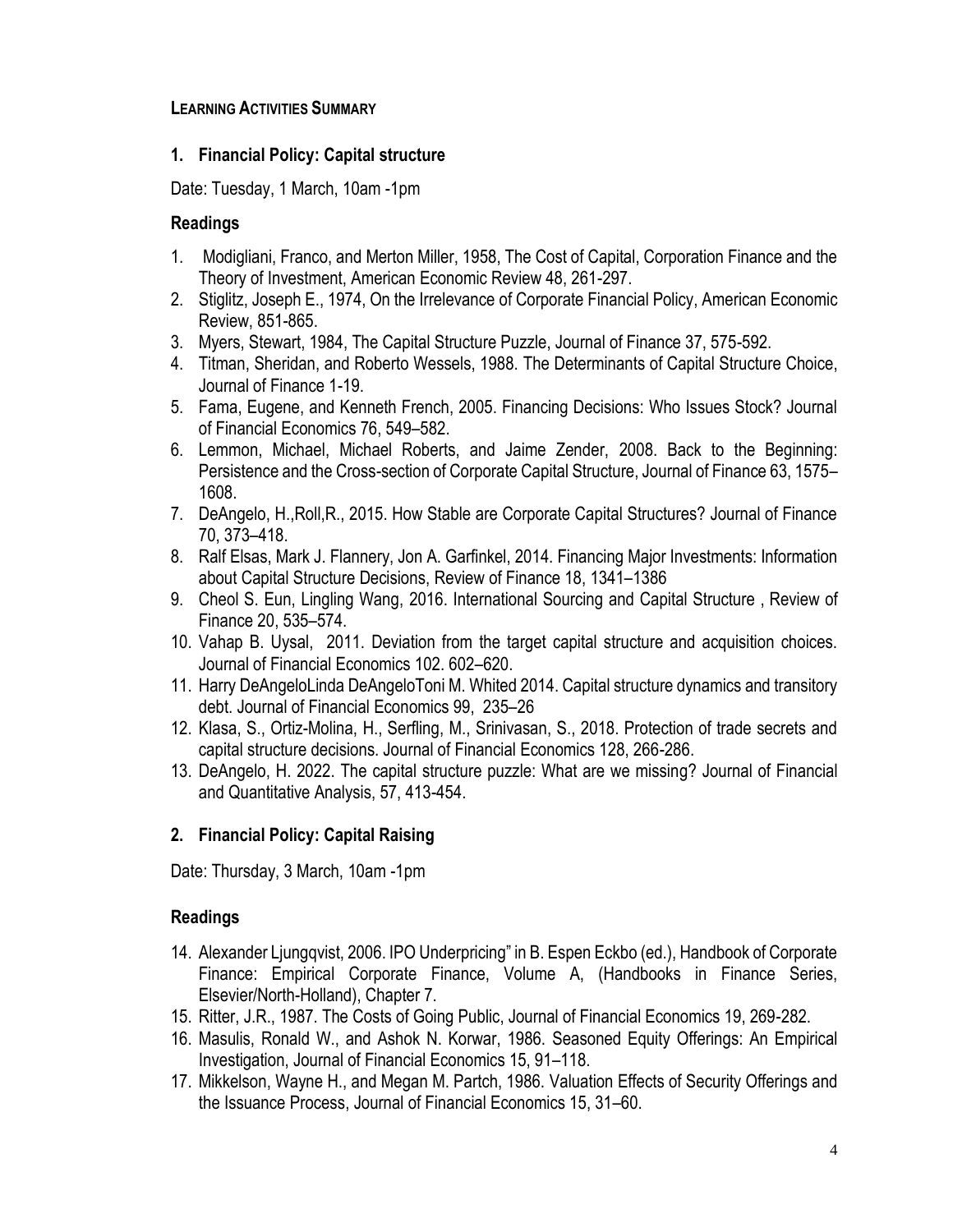**LEARNING ACTIVITIES SUMMARY**

## 1. Financial Policy: Capital structure

Date: Tuesday, 1 March, 10am -1pm

### Readings

1. Modigliani, Franco, and Merton Miller, 1958, The Cost of Capital, Corporation Finance and the Theory of Investment, American Economic Review 48, 261-297.
2. Stiglitz, Joseph E., 1974, On the Irrelevance of Corporate Financial Policy, American Economic Review, 851-865.
3. Myers, Stewart, 1984, The Capital Structure Puzzle, Journal of Finance 37, 575-592.
4. Titman, Sheridan, and Roberto Wessels, 1988. The Determinants of Capital Structure Choice, Journal of Finance 1-19.
5. Fama, Eugene, and Kenneth French, 2005. Financing Decisions: Who Issues Stock? Journal of Financial Economics 76, 549–582.
6. Lemmon, Michael, Michael Roberts, and Jaime Zender, 2008. Back to the Beginning: Persistence and the Cross-section of Corporate Capital Structure, Journal of Finance 63, 1575–1608.
7. DeAngelo, H.,Roll,R., 2015. How Stable are Corporate Capital Structures? Journal of Finance 70, 373–418.
8. Ralf Elsas, Mark J. Flannery, Jon A. Garfinkel, 2014. Financing Major Investments: Information about Capital Structure Decisions, Review of Finance 18, 1341–1386
9. Cheol S. Eun, Lingling Wang, 2016. International Sourcing and Capital Structure , Review of Finance 20, 535–574.
10. Vahap B. Uysal, 2011. Deviation from the target capital structure and acquisition choices. Journal of Financial Economics 102. 602–620.
11. Harry DeAngeloLinda DeAngeloToni M. Whited 2014. Capital structure dynamics and transitory debt. Journal of Financial Economics 99, 235–26
12. Klasa, S., Ortiz-Molina, H., Serfling, M., Srinivasan, S., 2018. Protection of trade secrets and capital structure decisions. Journal of Financial Economics 128, 266-286.
13. DeAngelo, H. 2022. The capital structure puzzle: What are we missing? Journal of Financial and Quantitative Analysis, 57, 413-454.

## 2. Financial Policy: Capital Raising

Date: Thursday, 3 March, 10am -1pm

### Readings

14. Alexander Ljungqvist, 2006. IPO Underpricing" in B. Espen Eckbo (ed.), Handbook of Corporate Finance: Empirical Corporate Finance, Volume A, (Handbooks in Finance Series, Elsevier/North-Holland), Chapter 7.
15. Ritter, J.R., 1987. The Costs of Going Public, Journal of Financial Economics 19, 269-282.
16. Masulis, Ronald W., and Ashok N. Korwar, 1986. Seasoned Equity Offerings: An Empirical Investigation, Journal of Financial Economics 15, 91–118.
17. Mikkelson, Wayne H., and Megan M. Partch, 1986. Valuation Effects of Security Offerings and the Issuance Process, Journal of Financial Economics 15, 31–60.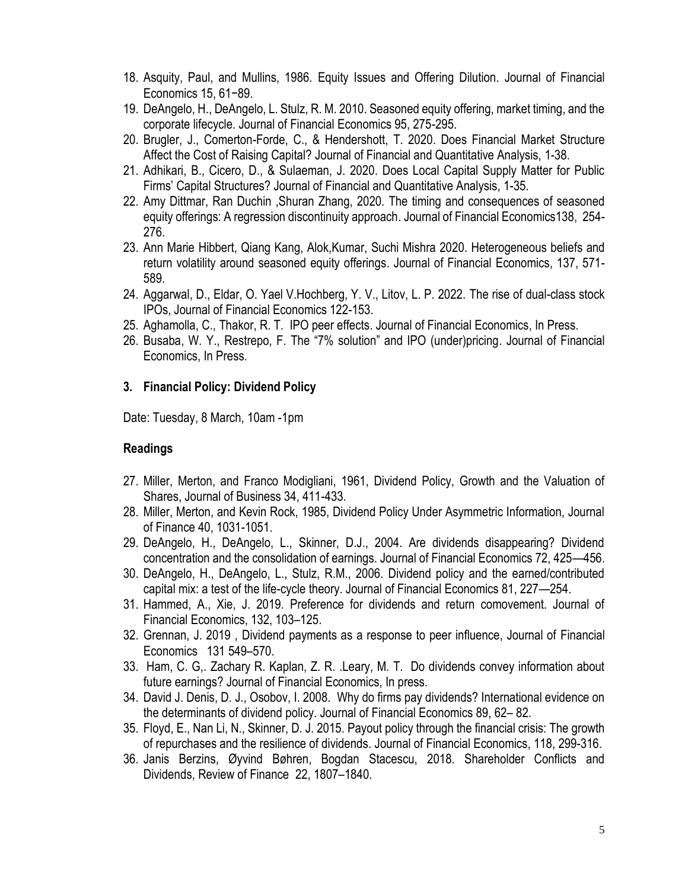18. Asquity, Paul, and Mullins, 1986. Equity Issues and Offering Dilution. Journal of Financial Economics 15, 61−89.
19. DeAngelo, H., DeAngelo, L. Stulz, R. M. 2010. Seasoned equity offering, market timing, and the corporate lifecycle. Journal of Financial Economics 95, 275-295.
20. Brugler, J., Comerton-Forde, C., & Hendershott, T. 2020. Does Financial Market Structure Affect the Cost of Raising Capital? Journal of Financial and Quantitative Analysis, 1-38.
21. Adhikari, B., Cicero, D., & Sulaeman, J. 2020. Does Local Capital Supply Matter for Public Firms' Capital Structures? Journal of Financial and Quantitative Analysis, 1-35.
22. Amy Dittmar, Ran Duchin ,Shuran Zhang, 2020. The timing and consequences of seasoned equity offerings: A regression discontinuity approach. Journal of Financial Economics138, 254-276.
23. Ann Marie Hibbert, Qiang Kang, Alok,Kumar, Suchi Mishra 2020. Heterogeneous beliefs and return volatility around seasoned equity offerings. Journal of Financial Economics, 137, 571-589.
24. Aggarwal, D., Eldar, O. Yael V.Hochberg, Y. V., Litov, L. P. 2022. The rise of dual-class stock IPOs, Journal of Financial Economics 122-153.
25. Aghamolla, C., Thakor, R. T. IPO peer effects. Journal of Financial Economics, In Press.
26. Busaba, W. Y., Restrepo, F. The "7% solution" and IPO (under)pricing. Journal of Financial Economics, In Press.

### 3. Financial Policy: Dividend Policy

Date: Tuesday, 8 March, 10am -1pm

### Readings

27. Miller, Merton, and Franco Modigliani, 1961, Dividend Policy, Growth and the Valuation of Shares, Journal of Business 34, 411-433.
28. Miller, Merton, and Kevin Rock, 1985, Dividend Policy Under Asymmetric Information, Journal of Finance 40, 1031-1051.
29. DeAngelo, H., DeAngelo, L., Skinner, D.J., 2004. Are dividends disappearing? Dividend concentration and the consolidation of earnings. Journal of Financial Economics 72, 425—456.
30. DeAngelo, H., DeAngelo, L., Stulz, R.M., 2006. Dividend policy and the earned/contributed capital mix: a test of the life-cycle theory. Journal of Financial Economics 81, 227—254.
31. Hammed, A., Xie, J. 2019. Preference for dividends and return comovement. Journal of Financial Economics, 132, 103–125.
32. Grennan, J. 2019 , Dividend payments as a response to peer influence, Journal of Financial Economics 131 549–570.
33. Ham, C. G,. Zachary R. Kaplan, Z. R. .Leary, M. T. Do dividends convey information about future earnings? Journal of Financial Economics, In press.
34. David J. Denis, D. J., Osobov, I. 2008. Why do firms pay dividends? International evidence on the determinants of dividend policy. Journal of Financial Economics 89, 62– 82.
35. Floyd, E., Nan Li, N., Skinner, D. J. 2015. Payout policy through the financial crisis: The growth of repurchases and the resilience of dividends. Journal of Financial Economics, 118, 299-316.
36. Janis Berzins, Øyvind Bøhren, Bogdan Stacescu, 2018. Shareholder Conflicts and Dividends, Review of Finance 22, 1807–1840.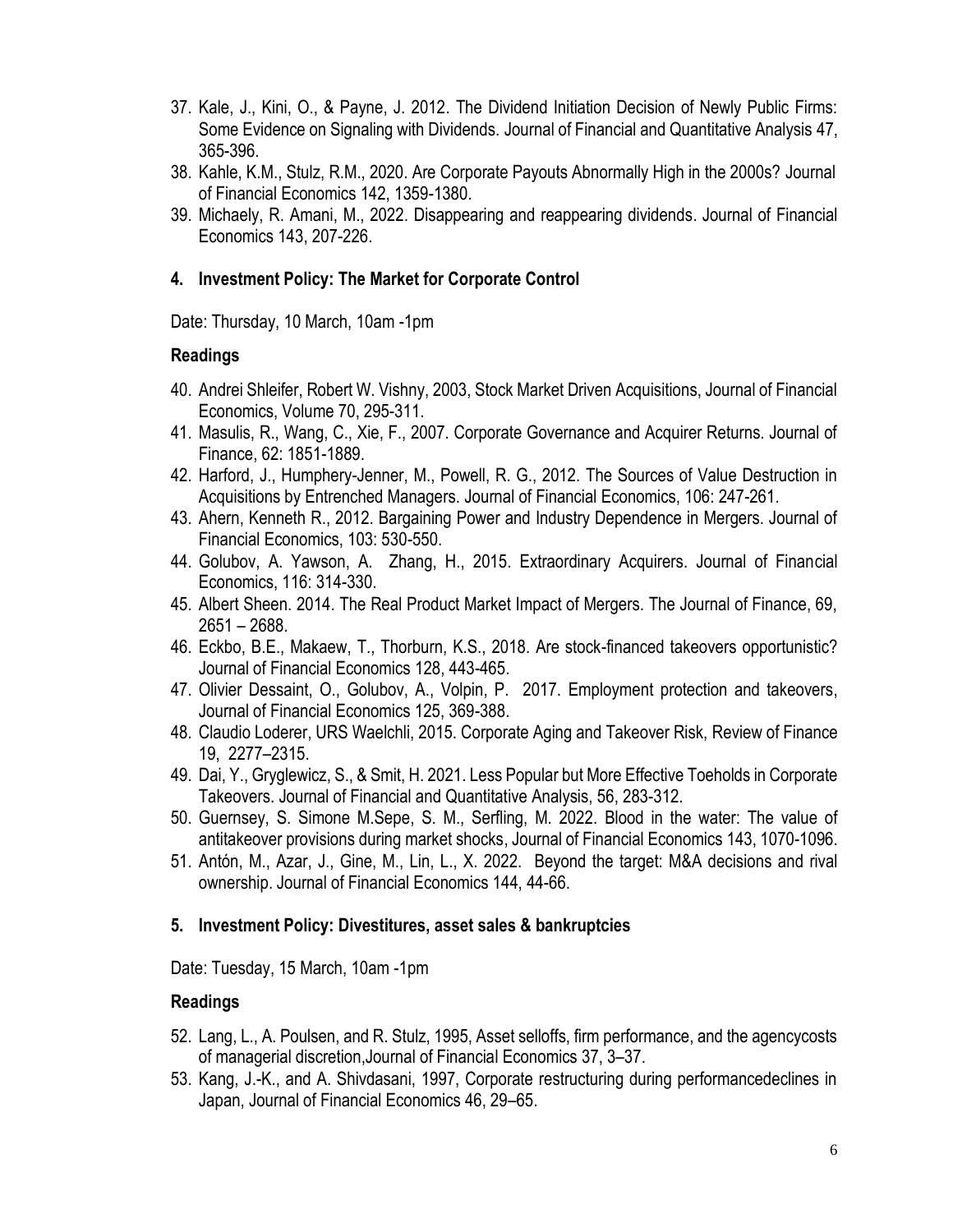37. Kale, J., Kini, O., & Payne, J. 2012. The Dividend Initiation Decision of Newly Public Firms: Some Evidence on Signaling with Dividends. Journal of Financial and Quantitative Analysis 47, 365-396.
38. Kahle, K.M., Stulz, R.M., 2020. Are Corporate Payouts Abnormally High in the 2000s? Journal of Financial Economics 142, 1359-1380.
39. Michaely, R. Amani, M., 2022. Disappearing and reappearing dividends. Journal of Financial Economics 143, 207-226.

## 4. Investment Policy: The Market for Corporate Control

Date: Thursday, 10 March, 10am -1pm

### Readings

40. Andrei Shleifer, Robert W. Vishny, 2003, Stock Market Driven Acquisitions, Journal of Financial Economics, Volume 70, 295-311.
41. Masulis, R., Wang, C., Xie, F., 2007. Corporate Governance and Acquirer Returns. Journal of Finance, 62: 1851-1889.
42. Harford, J., Humphery-Jenner, M., Powell, R. G., 2012. The Sources of Value Destruction in Acquisitions by Entrenched Managers. Journal of Financial Economics, 106: 247-261.
43. Ahern, Kenneth R., 2012. Bargaining Power and Industry Dependence in Mergers. Journal of Financial Economics, 103: 530-550.
44. Golubov, A. Yawson, A. Zhang, H., 2015. Extraordinary Acquirers. Journal of Financial Economics, 116: 314-330.
45. Albert Sheen. 2014. The Real Product Market Impact of Mergers. The Journal of Finance, 69, 2651 – 2688.
46. Eckbo, B.E., Makaew, T., Thorburn, K.S., 2018. Are stock-financed takeovers opportunistic? Journal of Financial Economics 128, 443-465.
47. Olivier Dessaint, O., Golubov, A., Volpin, P. 2017. Employment protection and takeovers, Journal of Financial Economics 125, 369-388.
48. Claudio Loderer, URS Waelchli, 2015. Corporate Aging and Takeover Risk, Review of Finance 19, 2277–2315.
49. Dai, Y., Gryglewicz, S., & Smit, H. 2021. Less Popular but More Effective Toeholds in Corporate Takeovers. Journal of Financial and Quantitative Analysis, 56, 283-312.
50. Guernsey, S. Simone M.Sepe, S. M., Serfling, M. 2022. Blood in the water: The value of antitakeover provisions during market shocks, Journal of Financial Economics 143, 1070-1096.
51. Antón, M., Azar, J., Gine, M., Lin, L., X. 2022. Beyond the target: M&A decisions and rival ownership. Journal of Financial Economics 144, 44-66.

## 5. Investment Policy: Divestitures, asset sales & bankruptcies

Date: Tuesday, 15 March, 10am -1pm

### Readings

52. Lang, L., A. Poulsen, and R. Stulz, 1995, Asset selloffs, firm performance, and the agencycosts of managerial discretion,Journal of Financial Economics 37, 3–37.
53. Kang, J.-K., and A. Shivdasani, 1997, Corporate restructuring during performancedeclines in Japan, Journal of Financial Economics 46, 29–65.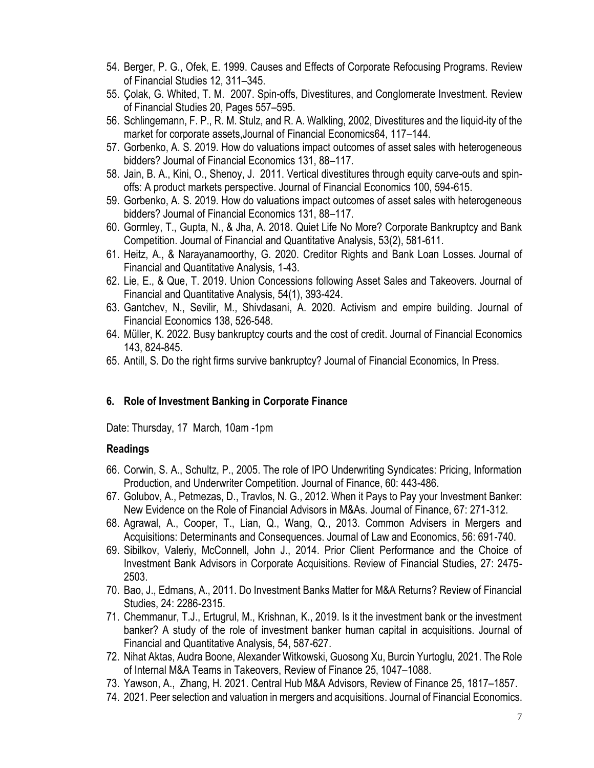54. Berger, P. G., Ofek, E. 1999. Causes and Effects of Corporate Refocusing Programs. Review of Financial Studies 12, 311–345.
55. Çolak, G. Whited, T. M. 2007. Spin-offs, Divestitures, and Conglomerate Investment. Review of Financial Studies 20, Pages 557–595.
56. Schlingemann, F. P., R. M. Stulz, and R. A. Walkling, 2002, Divestitures and the liquid-ity of the market for corporate assets,Journal of Financial Economics64, 117–144.
57. Gorbenko, A. S. 2019. How do valuations impact outcomes of asset sales with heterogeneous bidders? Journal of Financial Economics 131, 88–117.
58. Jain, B. A., Kini, O., Shenoy, J. 2011. Vertical divestitures through equity carve-outs and spin-offs: A product markets perspective. Journal of Financial Economics 100, 594-615.
59. Gorbenko, A. S. 2019. How do valuations impact outcomes of asset sales with heterogeneous bidders? Journal of Financial Economics 131, 88–117.
60. Gormley, T., Gupta, N., & Jha, A. 2018. Quiet Life No More? Corporate Bankruptcy and Bank Competition. Journal of Financial and Quantitative Analysis, 53(2), 581-611.
61. Heitz, A., & Narayanamoorthy, G. 2020. Creditor Rights and Bank Loan Losses. Journal of Financial and Quantitative Analysis, 1-43.
62. Lie, E., & Que, T. 2019. Union Concessions following Asset Sales and Takeovers. Journal of Financial and Quantitative Analysis, 54(1), 393-424.
63. Gantchev, N., Sevilir, M., Shivdasani, A. 2020. Activism and empire building. Journal of Financial Economics 138, 526-548.
64. Müller, K. 2022. Busy bankruptcy courts and the cost of credit. Journal of Financial Economics 143, 824-845.
65. Antill, S. Do the right firms survive bankruptcy? Journal of Financial Economics, In Press.

## 6. Role of Investment Banking in Corporate Finance

Date: Thursday, 17 March, 10am -1pm

### Readings

66. Corwin, S. A., Schultz, P., 2005. The role of IPO Underwriting Syndicates: Pricing, Information Production, and Underwriter Competition. Journal of Finance, 60: 443-486.
67. Golubov, A., Petmezas, D., Travlos, N. G., 2012. When it Pays to Pay your Investment Banker: New Evidence on the Role of Financial Advisors in M&As. Journal of Finance, 67: 271-312.
68. Agrawal, A., Cooper, T., Lian, Q., Wang, Q., 2013. Common Advisers in Mergers and Acquisitions: Determinants and Consequences. Journal of Law and Economics, 56: 691-740.
69. Sibilkov, Valeriy, McConnell, John J., 2014. Prior Client Performance and the Choice of Investment Bank Advisors in Corporate Acquisitions. Review of Financial Studies, 27: 2475-2503.
70. Bao, J., Edmans, A., 2011. Do Investment Banks Matter for M&A Returns? Review of Financial Studies, 24: 2286-2315.
71. Chemmanur, T.J., Ertugrul, M., Krishnan, K., 2019. Is it the investment bank or the investment banker? A study of the role of investment banker human capital in acquisitions. Journal of Financial and Quantitative Analysis, 54, 587-627.
72. Nihat Aktas, Audra Boone, Alexander Witkowski, Guosong Xu, Burcin Yurtoglu, 2021. The Role of Internal M&A Teams in Takeovers, Review of Finance 25, 1047–1088.
73. Yawson, A., Zhang, H. 2021. Central Hub M&A Advisors, Review of Finance 25, 1817–1857.
74. 2021. Peer selection and valuation in mergers and acquisitions. Journal of Financial Economics.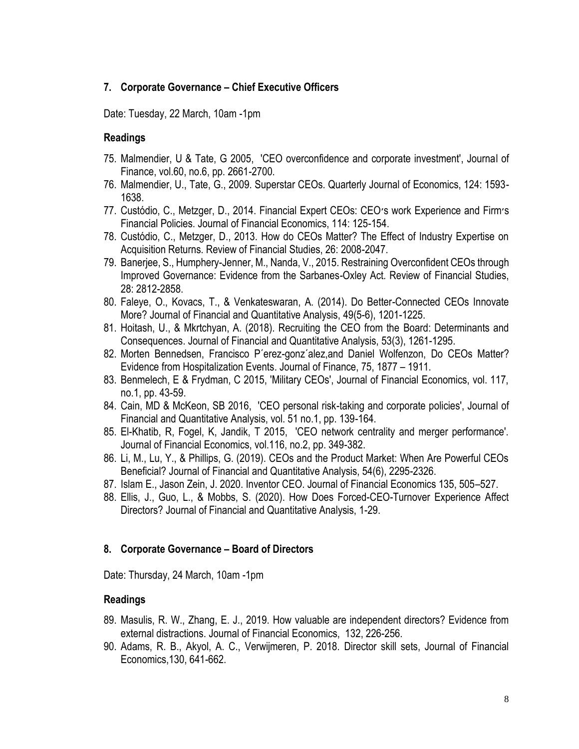## 7. Corporate Governance – Chief Executive Officers

Date: Tuesday, 22 March, 10am -1pm

### Readings

75. Malmendier, U & Tate, G 2005, 'CEO overconfidence and corporate investment', Journal of Finance, vol.60, no.6, pp. 2661-2700.
76. Malmendier, U., Tate, G., 2009. Superstar CEOs. Quarterly Journal of Economics, 124: 1593-1638.
77. Custódio, C., Metzger, D., 2014. Financial Expert CEOs: CEO′s work Experience and Firm′s Financial Policies. Journal of Financial Economics, 114: 125-154.
78. Custódio, C., Metzger, D., 2013. How do CEOs Matter? The Effect of Industry Expertise on Acquisition Returns. Review of Financial Studies, 26: 2008-2047.
79. Banerjee, S., Humphery-Jenner, M., Nanda, V., 2015. Restraining Overconfident CEOs through Improved Governance: Evidence from the Sarbanes-Oxley Act. Review of Financial Studies, 28: 2812-2858.
80. Faleye, O., Kovacs, T., & Venkateswaran, A. (2014). Do Better-Connected CEOs Innovate More? Journal of Financial and Quantitative Analysis, 49(5-6), 1201-1225.
81. Hoitash, U., & Mkrtchyan, A. (2018). Recruiting the CEO from the Board: Determinants and Consequences. Journal of Financial and Quantitative Analysis, 53(3), 1261-1295.
82. Morten Bennedsen, Francisco P´erez-gonz´alez,and Daniel Wolfenzon, Do CEOs Matter? Evidence from Hospitalization Events. Journal of Finance, 75, 1877 – 1911.
83. Benmelech, E & Frydman, C 2015, 'Military CEOs', Journal of Financial Economics, vol. 117, no.1, pp. 43-59.
84. Cain, MD & McKeon, SB 2016, 'CEO personal risk-taking and corporate policies', Journal of Financial and Quantitative Analysis, vol. 51 no.1, pp. 139-164.
85. El-Khatib, R, Fogel, K, Jandik, T 2015, 'CEO network centrality and merger performance'. Journal of Financial Economics, vol.116, no.2, pp. 349-382.
86. Li, M., Lu, Y., & Phillips, G. (2019). CEOs and the Product Market: When Are Powerful CEOs Beneficial? Journal of Financial and Quantitative Analysis, 54(6), 2295-2326.
87. Islam E., Jason Zein, J. 2020. Inventor CEO. Journal of Financial Economics 135, 505–527.
88. Ellis, J., Guo, L., & Mobbs, S. (2020). How Does Forced-CEO-Turnover Experience Affect Directors? Journal of Financial and Quantitative Analysis, 1-29.

## 8. Corporate Governance – Board of Directors

Date: Thursday, 24 March, 10am -1pm

### Readings

89. Masulis, R. W., Zhang, E. J., 2019. How valuable are independent directors? Evidence from external distractions. Journal of Financial Economics, 132, 226-256.
90. Adams, R. B., Akyol, A. C., Verwijmeren, P. 2018. Director skill sets, Journal of Financial Economics,130, 641-662.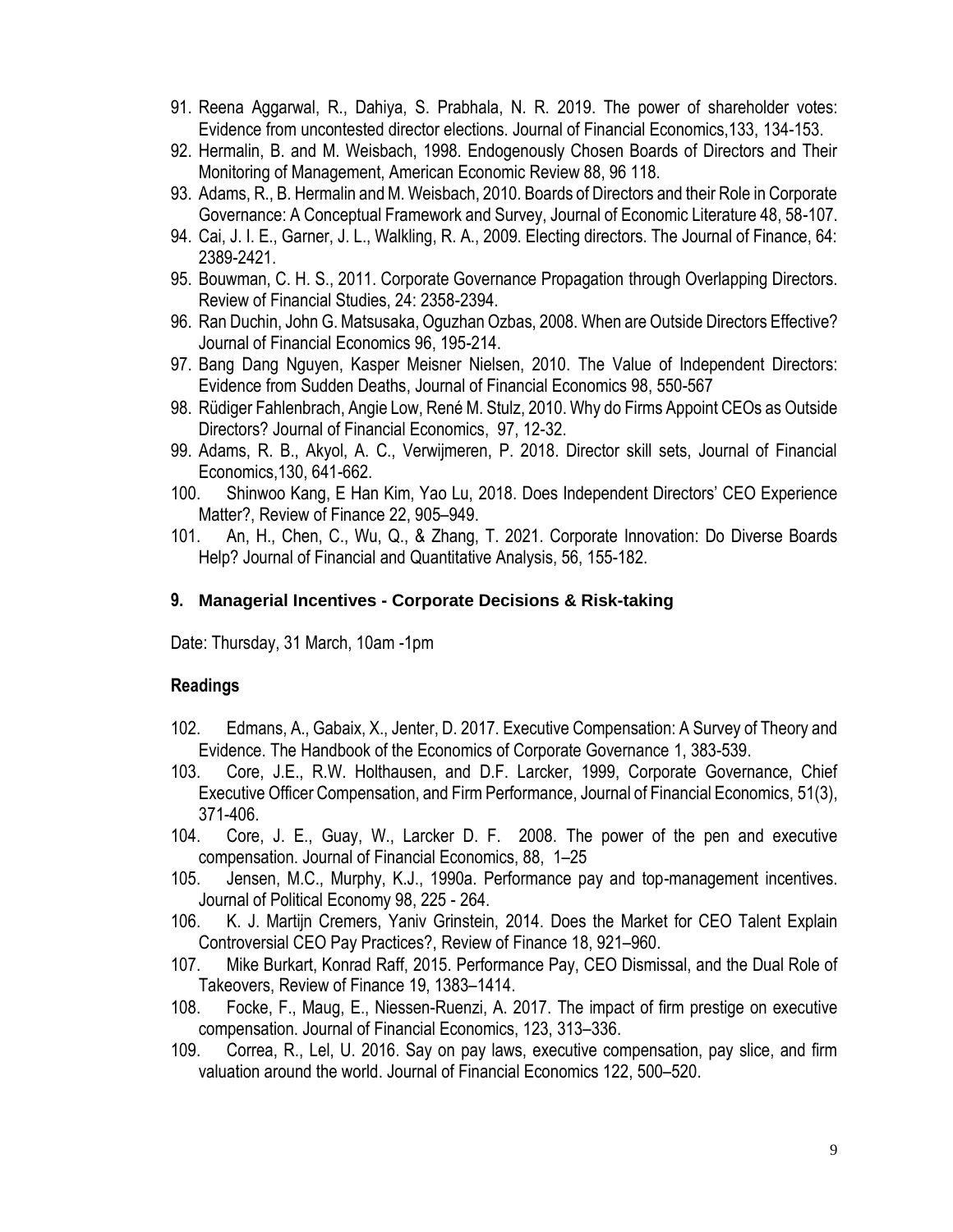91. Reena Aggarwal, R., Dahiya, S. Prabhala, N. R. 2019. The power of shareholder votes: Evidence from uncontested director elections. Journal of Financial Economics,133, 134-153.
92. Hermalin, B. and M. Weisbach, 1998. Endogenously Chosen Boards of Directors and Their Monitoring of Management, American Economic Review 88, 96 118.
93. Adams, R., B. Hermalin and M. Weisbach, 2010. Boards of Directors and their Role in Corporate Governance: A Conceptual Framework and Survey, Journal of Economic Literature 48, 58-107.
94. Cai, J. I. E., Garner, J. L., Walkling, R. A., 2009. Electing directors. The Journal of Finance, 64: 2389-2421.
95. Bouwman, C. H. S., 2011. Corporate Governance Propagation through Overlapping Directors. Review of Financial Studies, 24: 2358-2394.
96. Ran Duchin, John G. Matsusaka, Oguzhan Ozbas, 2008. When are Outside Directors Effective? Journal of Financial Economics 96, 195-214.
97. Bang Dang Nguyen, Kasper Meisner Nielsen, 2010. The Value of Independent Directors: Evidence from Sudden Deaths, Journal of Financial Economics 98, 550-567
98. Rüdiger Fahlenbrach, Angie Low, René M. Stulz, 2010. Why do Firms Appoint CEOs as Outside Directors? Journal of Financial Economics, 97, 12-32.
99. Adams, R. B., Akyol, A. C., Verwijmeren, P. 2018. Director skill sets, Journal of Financial Economics,130, 641-662.
100. Shinwoo Kang, E Han Kim, Yao Lu, 2018. Does Independent Directors' CEO Experience Matter?, Review of Finance 22, 905–949.
101. An, H., Chen, C., Wu, Q., & Zhang, T. 2021. Corporate Innovation: Do Diverse Boards Help? Journal of Financial and Quantitative Analysis, 56, 155-182.

## 9. Managerial Incentives - Corporate Decisions & Risk-taking

Date: Thursday, 31 March, 10am -1pm

### Readings

102. Edmans, A., Gabaix, X., Jenter, D. 2017. Executive Compensation: A Survey of Theory and Evidence. The Handbook of the Economics of Corporate Governance 1, 383-539.
103. Core, J.E., R.W. Holthausen, and D.F. Larcker, 1999, Corporate Governance, Chief Executive Officer Compensation, and Firm Performance, Journal of Financial Economics, 51(3), 371-406.
104. Core, J. E., Guay, W., Larcker D. F. 2008. The power of the pen and executive compensation. Journal of Financial Economics, 88, 1–25
105. Jensen, M.C., Murphy, K.J., 1990a. Performance pay and top-management incentives. Journal of Political Economy 98, 225 - 264.
106. K. J. Martijn Cremers, Yaniv Grinstein, 2014. Does the Market for CEO Talent Explain Controversial CEO Pay Practices?, Review of Finance 18, 921–960.
107. Mike Burkart, Konrad Raff, 2015. Performance Pay, CEO Dismissal, and the Dual Role of Takeovers, Review of Finance 19, 1383–1414.
108. Focke, F., Maug, E., Niessen-Ruenzi, A. 2017. The impact of firm prestige on executive compensation. Journal of Financial Economics, 123, 313–336.
109. Correa, R., Lel, U. 2016. Say on pay laws, executive compensation, pay slice, and firm valuation around the world. Journal of Financial Economics 122, 500–520.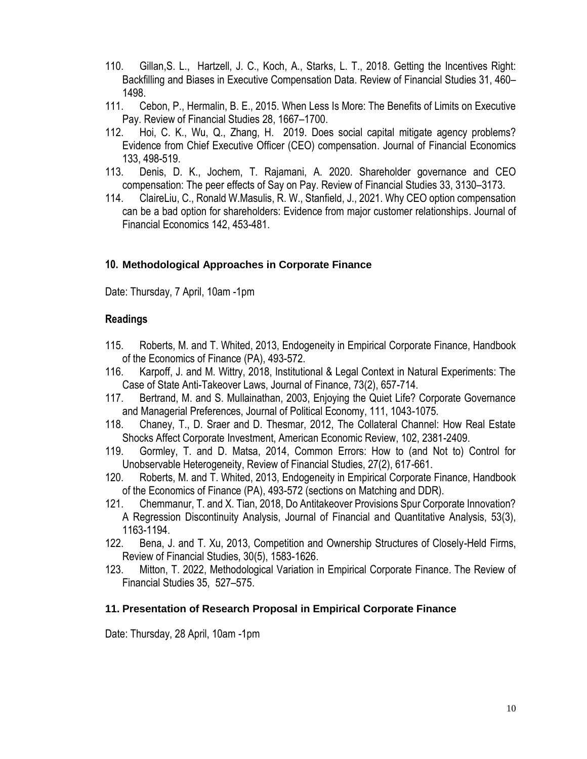110. Gillan,S. L., Hartzell, J. C., Koch, A., Starks, L. T., 2018. Getting the Incentives Right: Backfilling and Biases in Executive Compensation Data. Review of Financial Studies 31, 460–1498.
111. Cebon, P., Hermalin, B. E., 2015. When Less Is More: The Benefits of Limits on Executive Pay. Review of Financial Studies 28, 1667–1700.
112. Hoi, C. K., Wu, Q., Zhang, H. 2019. Does social capital mitigate agency problems? Evidence from Chief Executive Officer (CEO) compensation. Journal of Financial Economics 133, 498-519.
113. Denis, D. K., Jochem, T. Rajamani, A. 2020. Shareholder governance and CEO compensation: The peer effects of Say on Pay. Review of Financial Studies 33, 3130–3173.
114. ClaireLiu, C., Ronald W.Masulis, R. W., Stanfield, J., 2021. Why CEO option compensation can be a bad option for shareholders: Evidence from major customer relationships. Journal of Financial Economics 142, 453-481.

### 10. Methodological Approaches in Corporate Finance

Date: Thursday, 7 April, 10am -1pm

**Readings**

115. Roberts, M. and T. Whited, 2013, Endogeneity in Empirical Corporate Finance, Handbook of the Economics of Finance (PA), 493-572.
116. Karpoff, J. and M. Wittry, 2018, Institutional & Legal Context in Natural Experiments: The Case of State Anti-Takeover Laws, Journal of Finance, 73(2), 657-714.
117. Bertrand, M. and S. Mullainathan, 2003, Enjoying the Quiet Life? Corporate Governance and Managerial Preferences, Journal of Political Economy, 111, 1043-1075.
118. Chaney, T., D. Sraer and D. Thesmar, 2012, The Collateral Channel: How Real Estate Shocks Affect Corporate Investment, American Economic Review, 102, 2381-2409.
119. Gormley, T. and D. Matsa, 2014, Common Errors: How to (and Not to) Control for Unobservable Heterogeneity, Review of Financial Studies, 27(2), 617-661.
120. Roberts, M. and T. Whited, 2013, Endogeneity in Empirical Corporate Finance, Handbook of the Economics of Finance (PA), 493-572 (sections on Matching and DDR).
121. Chemmanur, T. and X. Tian, 2018, Do Antitakeover Provisions Spur Corporate Innovation? A Regression Discontinuity Analysis, Journal of Financial and Quantitative Analysis, 53(3), 1163-1194.
122. Bena, J. and T. Xu, 2013, Competition and Ownership Structures of Closely-Held Firms, Review of Financial Studies, 30(5), 1583-1626.
123. Mitton, T. 2022, Methodological Variation in Empirical Corporate Finance. The Review of Financial Studies 35, 527–575.

### 11. Presentation of Research Proposal in Empirical Corporate Finance

Date: Thursday, 28 April, 10am -1pm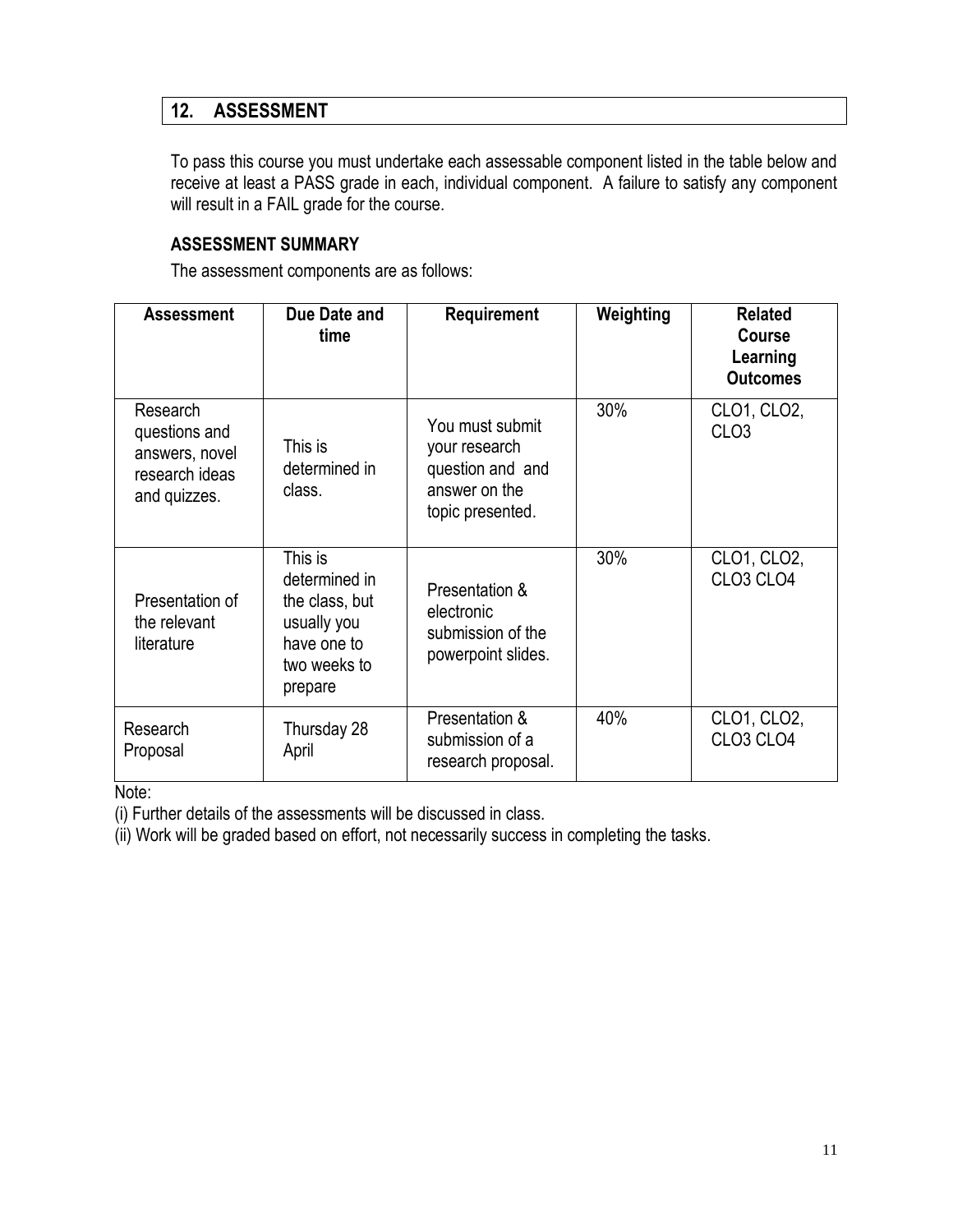## 12. ASSESSMENT

To pass this course you must undertake each assessable component listed in the table below and receive at least a PASS grade in each, individual component. A failure to satisfy any component will result in a FAIL grade for the course.

### ASSESSMENT SUMMARY

The assessment components are as follows:

| Assessment | Due Date and time | Requirement | Weighting | Related Course Learning Outcomes |
|---|---|---|---|---|
| Research questions and answers, novel research ideas and quizzes. | This is determined in class. | You must submit your research question and and answer on the topic presented. | 30% | CLO1, CLO2, CLO3 |
| Presentation of the relevant literature | This is determined in the class, but usually you have one to two weeks to prepare | Presentation & electronic submission of the powerpoint slides. | 30% | CLO1, CLO2, CLO3 CLO4 |
| Research Proposal | Thursday 28 April | Presentation & submission of a research proposal. | 40% | CLO1, CLO2, CLO3 CLO4 |

Note:

(i) Further details of the assessments will be discussed in class.

(ii) Work will be graded based on effort, not necessarily success in completing the tasks.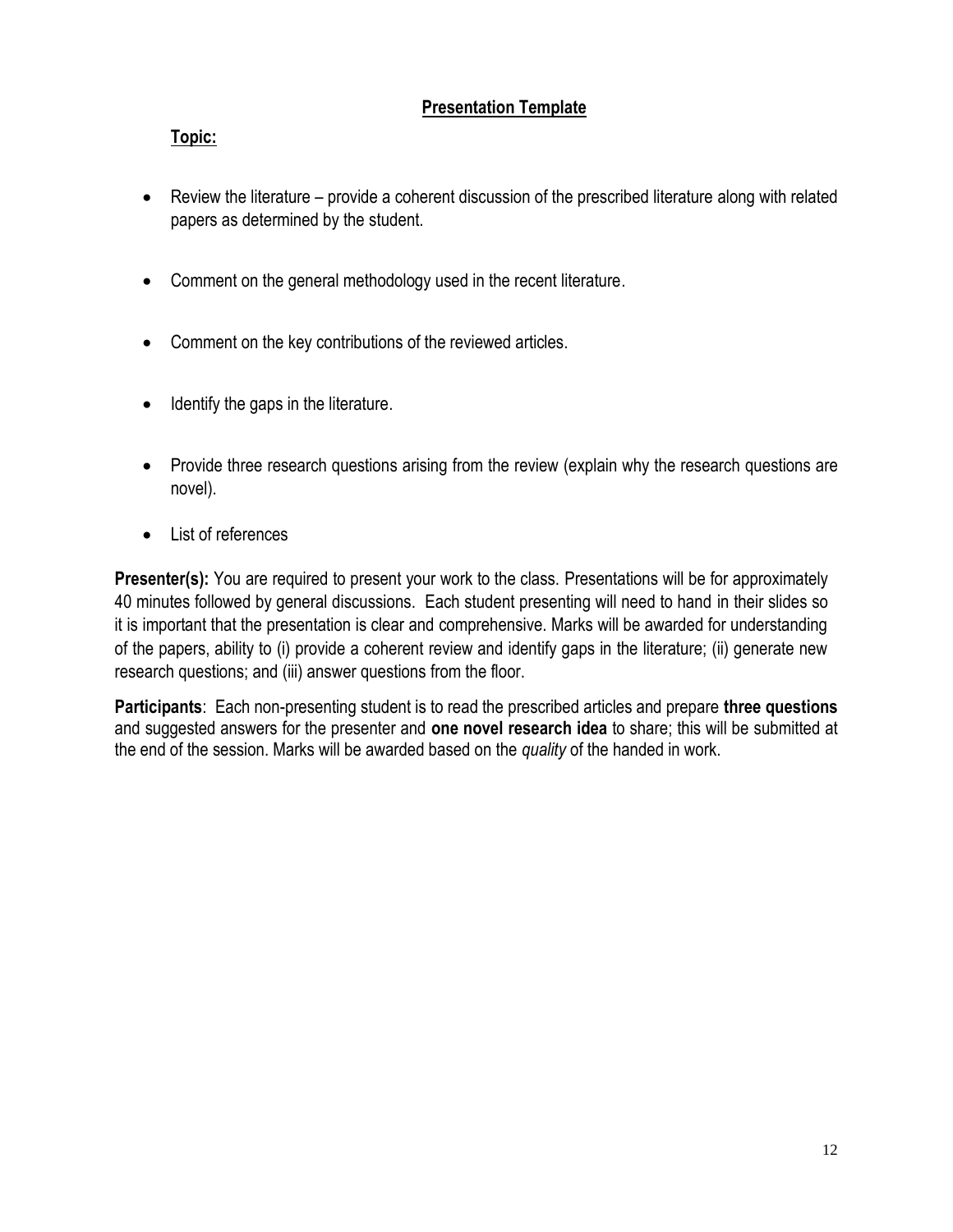# Presentation Template

## Topic:

- Review the literature – provide a coherent discussion of the prescribed literature along with related papers as determined by the student.
- Comment on the general methodology used in the recent literature.
- Comment on the key contributions of the reviewed articles.
- Identify the gaps in the literature.
- Provide three research questions arising from the review (explain why the research questions are novel).
- List of references

**Presenter(s):** You are required to present your work to the class. Presentations will be for approximately 40 minutes followed by general discussions. Each student presenting will need to hand in their slides so it is important that the presentation is clear and comprehensive. Marks will be awarded for understanding of the papers, ability to (i) provide a coherent review and identify gaps in the literature; (ii) generate new research questions; and (iii) answer questions from the floor.

**Participants**: Each non-presenting student is to read the prescribed articles and prepare **three questions** and suggested answers for the presenter and **one novel research idea** to share; this will be submitted at the end of the session. Marks will be awarded based on the *quality* of the handed in work.